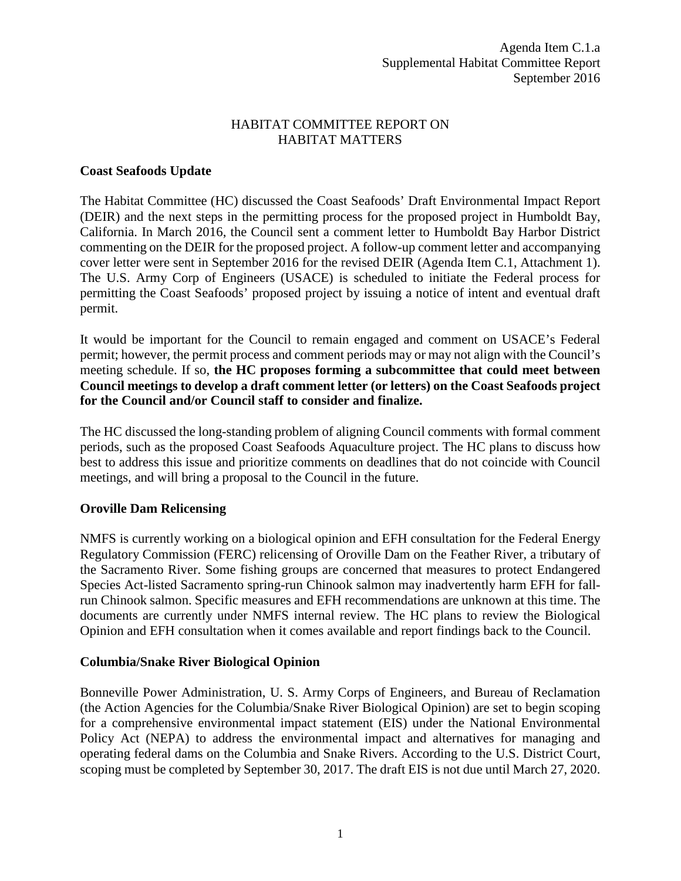Agenda Item C.1.a
Supplemental Habitat Committee Report
September 2016

# HABITAT COMMITTEE REPORT ON HABITAT MATTERS

## Coast Seafoods Update

The Habitat Committee (HC) discussed the Coast Seafoods' Draft Environmental Impact Report (DEIR) and the next steps in the permitting process for the proposed project in Humboldt Bay, California. In March 2016, the Council sent a comment letter to Humboldt Bay Harbor District commenting on the DEIR for the proposed project. A follow-up comment letter and accompanying cover letter were sent in September 2016 for the revised DEIR (Agenda Item C.1, Attachment 1). The U.S. Army Corp of Engineers (USACE) is scheduled to initiate the Federal process for permitting the Coast Seafoods' proposed project by issuing a notice of intent and eventual draft permit.

It would be important for the Council to remain engaged and comment on USACE's Federal permit; however, the permit process and comment periods may or may not align with the Council's meeting schedule. If so, **the HC proposes forming a subcommittee that could meet between Council meetings to develop a draft comment letter (or letters) on the Coast Seafoods project for the Council and/or Council staff to consider and finalize.**

The HC discussed the long-standing problem of aligning Council comments with formal comment periods, such as the proposed Coast Seafoods Aquaculture project. The HC plans to discuss how best to address this issue and prioritize comments on deadlines that do not coincide with Council meetings, and will bring a proposal to the Council in the future.

## Oroville Dam Relicensing

NMFS is currently working on a biological opinion and EFH consultation for the Federal Energy Regulatory Commission (FERC) relicensing of Oroville Dam on the Feather River, a tributary of the Sacramento River. Some fishing groups are concerned that measures to protect Endangered Species Act-listed Sacramento spring-run Chinook salmon may inadvertently harm EFH for fall-run Chinook salmon. Specific measures and EFH recommendations are unknown at this time. The documents are currently under NMFS internal review. The HC plans to review the Biological Opinion and EFH consultation when it comes available and report findings back to the Council.

## Columbia/Snake River Biological Opinion

Bonneville Power Administration, U. S. Army Corps of Engineers, and Bureau of Reclamation (the Action Agencies for the Columbia/Snake River Biological Opinion) are set to begin scoping for a comprehensive environmental impact statement (EIS) under the National Environmental Policy Act (NEPA) to address the environmental impact and alternatives for managing and operating federal dams on the Columbia and Snake Rivers. According to the U.S. District Court, scoping must be completed by September 30, 2017. The draft EIS is not due until March 27, 2020.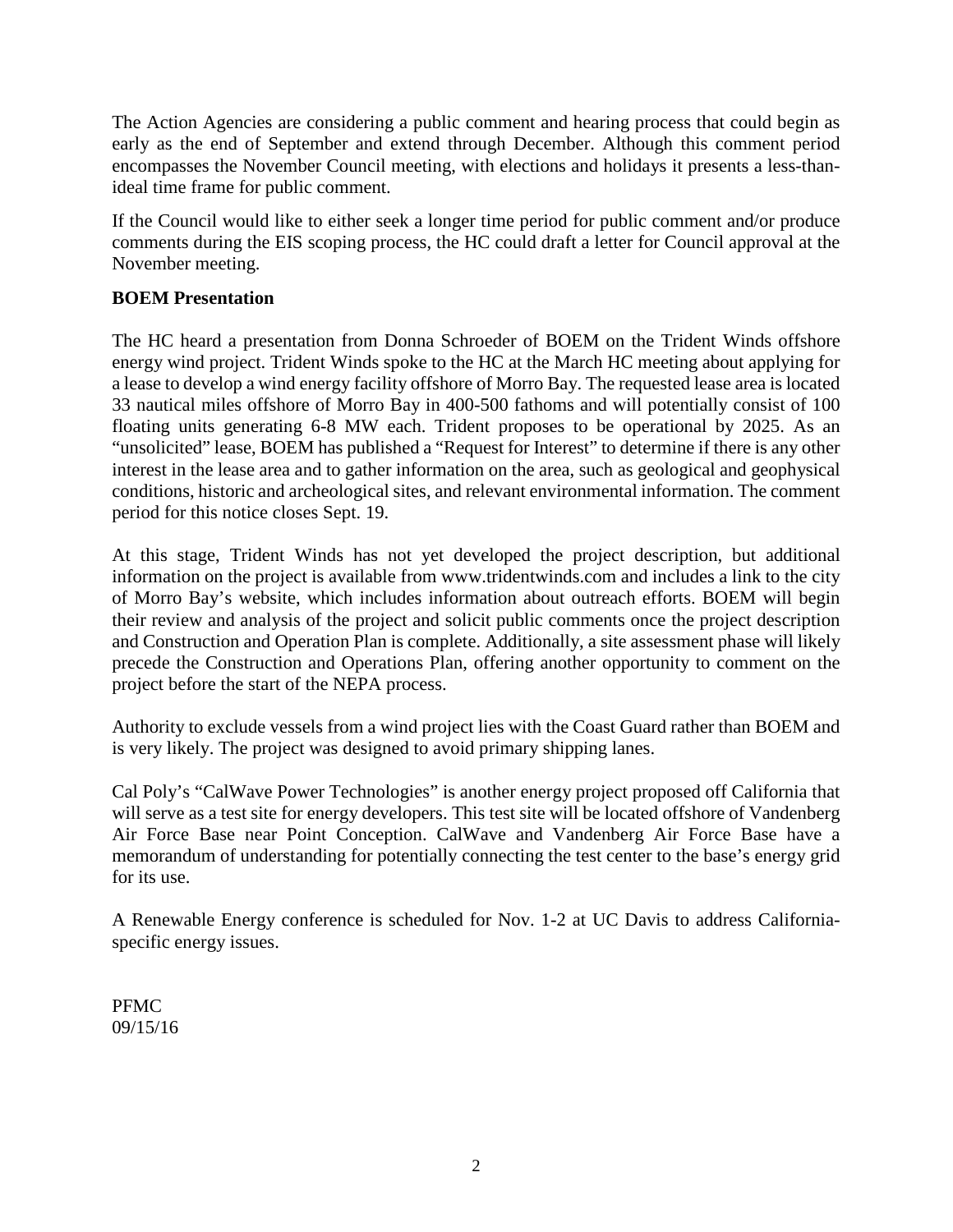The Action Agencies are considering a public comment and hearing process that could begin as early as the end of September and extend through December. Although this comment period encompasses the November Council meeting, with elections and holidays it presents a less-than-ideal time frame for public comment.

If the Council would like to either seek a longer time period for public comment and/or produce comments during the EIS scoping process, the HC could draft a letter for Council approval at the November meeting.

**BOEM Presentation**

The HC heard a presentation from Donna Schroeder of BOEM on the Trident Winds offshore energy wind project. Trident Winds spoke to the HC at the March HC meeting about applying for a lease to develop a wind energy facility offshore of Morro Bay. The requested lease area is located 33 nautical miles offshore of Morro Bay in 400-500 fathoms and will potentially consist of 100 floating units generating 6-8 MW each. Trident proposes to be operational by 2025. As an "unsolicited" lease, BOEM has published a "Request for Interest" to determine if there is any other interest in the lease area and to gather information on the area, such as geological and geophysical conditions, historic and archeological sites, and relevant environmental information. The comment period for this notice closes Sept. 19.

At this stage, Trident Winds has not yet developed the project description, but additional information on the project is available from www.tridentwinds.com and includes a link to the city of Morro Bay's website, which includes information about outreach efforts. BOEM will begin their review and analysis of the project and solicit public comments once the project description and Construction and Operation Plan is complete. Additionally, a site assessment phase will likely precede the Construction and Operations Plan, offering another opportunity to comment on the project before the start of the NEPA process.

Authority to exclude vessels from a wind project lies with the Coast Guard rather than BOEM and is very likely. The project was designed to avoid primary shipping lanes.

Cal Poly's "CalWave Power Technologies" is another energy project proposed off California that will serve as a test site for energy developers. This test site will be located offshore of Vandenberg Air Force Base near Point Conception. CalWave and Vandenberg Air Force Base have a memorandum of understanding for potentially connecting the test center to the base's energy grid for its use.

A Renewable Energy conference is scheduled for Nov. 1-2 at UC Davis to address California-specific energy issues.

PFMC
09/15/16